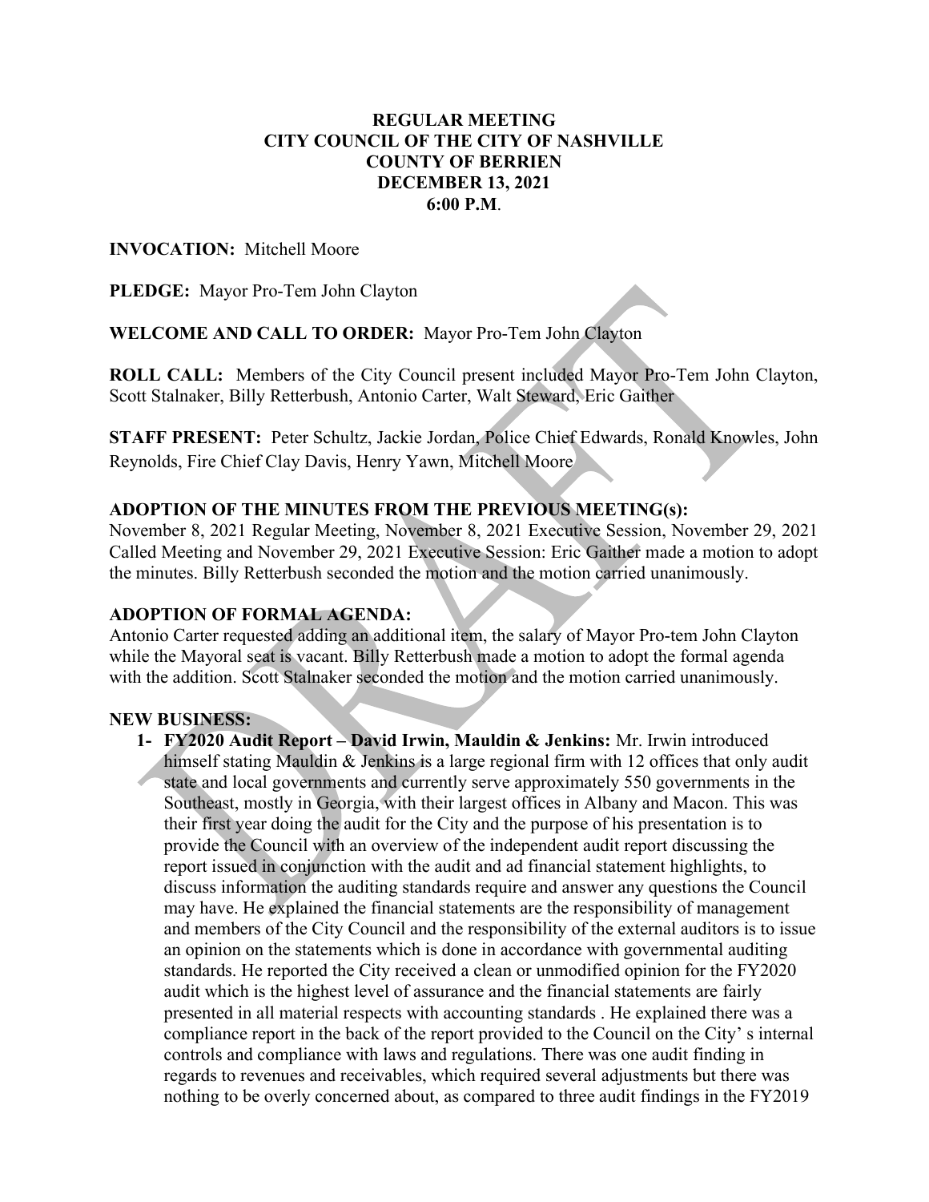**REGULAR MEETING**
**CITY COUNCIL OF THE CITY OF NASHVILLE**
**COUNTY OF BERRIEN**
**DECEMBER 13, 2021**
**6:00 P.M.**

**INVOCATION:** Mitchell Moore

**PLEDGE:** Mayor Pro-Tem John Clayton

**WELCOME AND CALL TO ORDER:** Mayor Pro-Tem John Clayton

**ROLL CALL:** Members of the City Council present included Mayor Pro-Tem John Clayton, Scott Stalnaker, Billy Retterbush, Antonio Carter, Walt Steward, Eric Gaither

**STAFF PRESENT:** Peter Schultz, Jackie Jordan, Police Chief Edwards, Ronald Knowles, John Reynolds, Fire Chief Clay Davis, Henry Yawn, Mitchell Moore

**ADOPTION OF THE MINUTES FROM THE PREVIOUS MEETING(s):**
November 8, 2021 Regular Meeting, November 8, 2021 Executive Session, November 29, 2021 Called Meeting and November 29, 2021 Executive Session: Eric Gaither made a motion to adopt the minutes. Billy Retterbush seconded the motion and the motion carried unanimously.

**ADOPTION OF FORMAL AGENDA:**
Antonio Carter requested adding an additional item, the salary of Mayor Pro-tem John Clayton while the Mayoral seat is vacant. Billy Retterbush made a motion to adopt the formal agenda with the addition. Scott Stalnaker seconded the motion and the motion carried unanimously.

**NEW BUSINESS:**

1- **FY2020 Audit Report – David Irwin, Mauldin & Jenkins:** Mr. Irwin introduced himself stating Mauldin & Jenkins is a large regional firm with 12 offices that only audit state and local governments and currently serve approximately 550 governments in the Southeast, mostly in Georgia, with their largest offices in Albany and Macon. This was their first year doing the audit for the City and the purpose of his presentation is to provide the Council with an overview of the independent audit report discussing the report issued in conjunction with the audit and ad financial statement highlights, to discuss information the auditing standards require and answer any questions the Council may have. He explained the financial statements are the responsibility of management and members of the City Council and the responsibility of the external auditors is to issue an opinion on the statements which is done in accordance with governmental auditing standards. He reported the City received a clean or unmodified opinion for the FY2020 audit which is the highest level of assurance and the financial statements are fairly presented in all material respects with accounting standards . He explained there was a compliance report in the back of the report provided to the Council on the City' s internal controls and compliance with laws and regulations. There was one audit finding in regards to revenues and receivables, which required several adjustments but there was nothing to be overly concerned about, as compared to three audit findings in the FY2019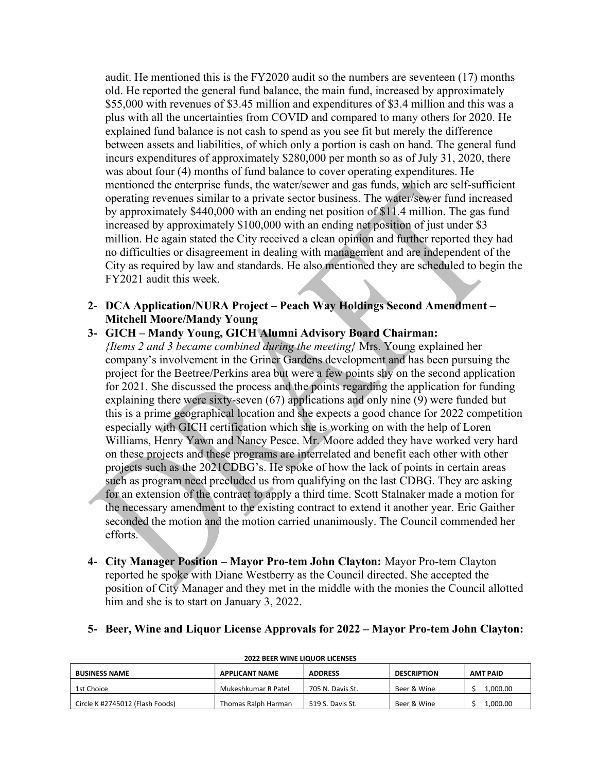audit. He mentioned this is the FY2020 audit so the numbers are seventeen (17) months old. He reported the general fund balance, the main fund, increased by approximately $55,000 with revenues of $3.45 million and expenditures of $3.4 million and this was a plus with all the uncertainties from COVID and compared to many others for 2020. He explained fund balance is not cash to spend as you see fit but merely the difference between assets and liabilities, of which only a portion is cash on hand. The general fund incurs expenditures of approximately $280,000 per month so as of July 31, 2020, there was about four (4) months of fund balance to cover operating expenditures. He mentioned the enterprise funds, the water/sewer and gas funds, which are self-sufficient operating revenues similar to a private sector business. The water/sewer fund increased by approximately $440,000 with an ending net position of $11.4 million. The gas fund increased by approximately $100,000 with an ending net position of just under $3 million. He again stated the City received a clean opinion and further reported they had no difficulties or disagreement in dealing with management and are independent of the City as required by law and standards. He also mentioned they are scheduled to begin the FY2021 audit this week.

**2- DCA Application/NURA Project – Peach Way Holdings Second Amendment – Mitchell Moore/Mandy Young**

**3- GICH – Mandy Young, GICH Alumni Advisory Board Chairman:** *{Items 2 and 3 became combined during the meeting}* Mrs. Young explained her company's involvement in the Griner Gardens development and has been pursuing the project for the Beetree/Perkins area but were a few points shy on the second application for 2021. She discussed the process and the points regarding the application for funding explaining there were sixty-seven (67) applications and only nine (9) were funded but this is a prime geographical location and she expects a good chance for 2022 competition especially with GICH certification which she is working on with the help of Loren Williams, Henry Yawn and Nancy Pesce. Mr. Moore added they have worked very hard on these projects and these programs are interrelated and benefit each other with other projects such as the 2021CDBG's. He spoke of how the lack of points in certain areas such as program need precluded us from qualifying on the last CDBG. They are asking for an extension of the contract to apply a third time. Scott Stalnaker made a motion for the necessary amendment to the existing contract to extend it another year. Eric Gaither seconded the motion and the motion carried unanimously. The Council commended her efforts.

**4- City Manager Position – Mayor Pro-tem John Clayton:** Mayor Pro-tem Clayton reported he spoke with Diane Westberry as the Council directed. She accepted the position of City Manager and they met in the middle with the monies the Council allotted him and she is to start on January 3, 2022.

**5- Beer, Wine and Liquor License Approvals for 2022 – Mayor Pro-tem John Clayton:**

**2022 BEER WINE LIQUOR LICENSES**

| BUSINESS NAME | APPLICANT NAME | ADDRESS | DESCRIPTION | AMT PAID |
|---|---|---|---|---|
| 1st Choice | Mukeshkumar R Patel | 705 N. Davis St. | Beer & Wine | $ 1,000.00 |
| Circle K #2745012 (Flash Foods) | Thomas Ralph Harman | 519 S. Davis St. | Beer & Wine | $ 1,000.00 |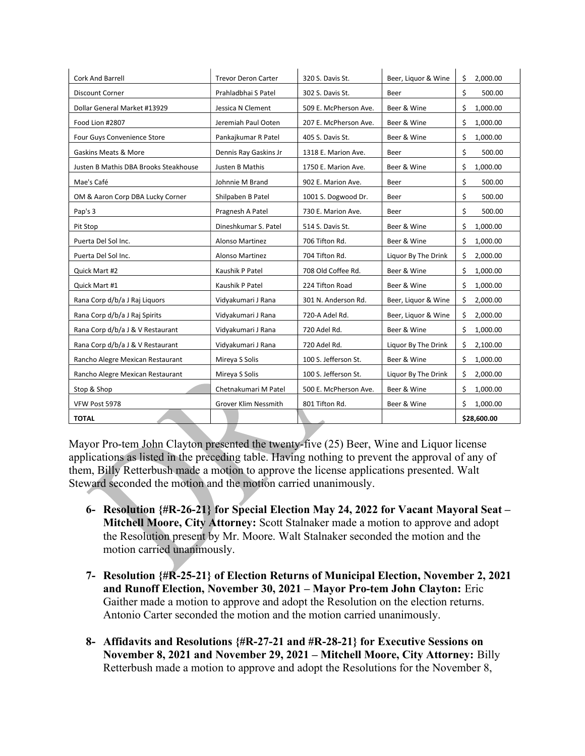| Cork And Barrell | Trevor Deron Carter | 320 S. Davis St. | Beer, Liquor & Wine | $ 2,000.00 |
|---|---|---|---|---|
| Discount Corner | Prahladbhai S Patel | 302 S. Davis St. | Beer | $ 500.00 |
| Dollar General Market #13929 | Jessica N Clement | 509 E. McPherson Ave. | Beer & Wine | $ 1,000.00 |
| Food Lion #2807 | Jeremiah Paul Ooten | 207 E. McPherson Ave. | Beer & Wine | $ 1,000.00 |
| Four Guys Convenience Store | Pankajkumar R Patel | 405 S. Davis St. | Beer & Wine | $ 1,000.00 |
| Gaskins Meats & More | Dennis Ray Gaskins Jr | 1318 E. Marion Ave. | Beer | $ 500.00 |
| Justen B Mathis DBA Brooks Steakhouse | Justen B Mathis | 1750 E. Marion Ave. | Beer & Wine | $ 1,000.00 |
| Mae's Café | Johnnie M Brand | 902 E. Marion Ave. | Beer | $ 500.00 |
| OM & Aaron Corp DBA Lucky Corner | Shilpaben B Patel | 1001 S. Dogwood Dr. | Beer | $ 500.00 |
| Pap's 3 | Pragnesh A Patel | 730 E. Marion Ave. | Beer | $ 500.00 |
| Pit Stop | Dineshkumar S. Patel | 514 S. Davis St. | Beer & Wine | $ 1,000.00 |
| Puerta Del Sol Inc. | Alonso Martinez | 706 Tifton Rd. | Beer & Wine | $ 1,000.00 |
| Puerta Del Sol Inc. | Alonso Martinez | 704 Tifton Rd. | Liquor By The Drink | $ 2,000.00 |
| Quick Mart #2 | Kaushik P Patel | 708 Old Coffee Rd. | Beer & Wine | $ 1,000.00 |
| Quick Mart #1 | Kaushik P Patel | 224 Tifton Road | Beer & Wine | $ 1,000.00 |
| Rana Corp d/b/a J Raj Liquors | Vidyakumari J Rana | 301 N. Anderson Rd. | Beer, Liquor & Wine | $ 2,000.00 |
| Rana Corp d/b/a J Raj Spirits | Vidyakumari J Rana | 720-A Adel Rd. | Beer, Liquor & Wine | $ 2,000.00 |
| Rana Corp d/b/a J & V Restaurant | Vidyakumari J Rana | 720 Adel Rd. | Beer & Wine | $ 1,000.00 |
| Rana Corp d/b/a J & V Restaurant | Vidyakumari J Rana | 720 Adel Rd. | Liquor By The Drink | $ 2,100.00 |
| Rancho Alegre Mexican Restaurant | Mireya S Solis | 100 S. Jefferson St. | Beer & Wine | $ 1,000.00 |
| Rancho Alegre Mexican Restaurant | Mireya S Solis | 100 S. Jefferson St. | Liquor By The Drink | $ 2,000.00 |
| Stop & Shop | Chetnakumari M Patel | 500 E. McPherson Ave. | Beer & Wine | $ 1,000.00 |
| VFW Post 5978 | Grover Klim Nessmith | 801 Tifton Rd. | Beer & Wine | $ 1,000.00 |
| **TOTAL** | | | | **$28,600.00** |

Mayor Pro-tem John Clayton presented the twenty-five (25) Beer, Wine and Liquor license applications as listed in the preceding table. Having nothing to prevent the approval of any of them, Billy Retterbush made a motion to approve the license applications presented. Walt Steward seconded the motion and the motion carried unanimously.

6- **Resolution {#R-26-21} for Special Election May 24, 2022 for Vacant Mayoral Seat – Mitchell Moore, City Attorney:** Scott Stalnaker made a motion to approve and adopt the Resolution present by Mr. Moore. Walt Stalnaker seconded the motion and the motion carried unanimously.

7- **Resolution {#R-25-21} of Election Returns of Municipal Election, November 2, 2021 and Runoff Election, November 30, 2021 – Mayor Pro-tem John Clayton:** Eric Gaither made a motion to approve and adopt the Resolution on the election returns. Antonio Carter seconded the motion and the motion carried unanimously.

8- **Affidavits and Resolutions {#R-27-21 and #R-28-21} for Executive Sessions on November 8, 2021 and November 29, 2021 – Mitchell Moore, City Attorney:** Billy Retterbush made a motion to approve and adopt the Resolutions for the November 8,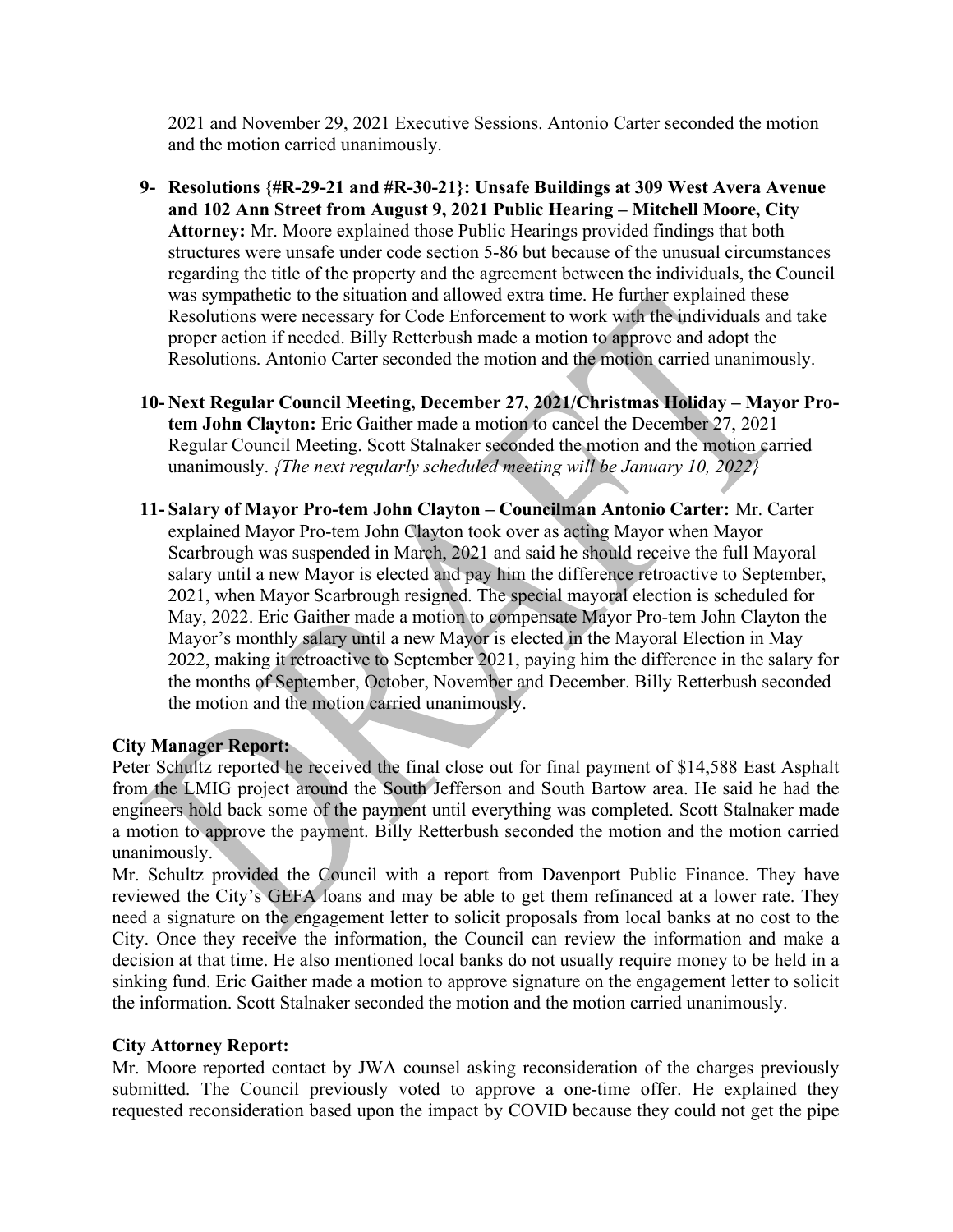2021 and November 29, 2021 Executive Sessions. Antonio Carter seconded the motion and the motion carried unanimously.

9- **Resolutions {#R-29-21 and #R-30-21}: Unsafe Buildings at 309 West Avera Avenue and 102 Ann Street from August 9, 2021 Public Hearing – Mitchell Moore, City Attorney:** Mr. Moore explained those Public Hearings provided findings that both structures were unsafe under code section 5-86 but because of the unusual circumstances regarding the title of the property and the agreement between the individuals, the Council was sympathetic to the situation and allowed extra time. He further explained these Resolutions were necessary for Code Enforcement to work with the individuals and take proper action if needed. Billy Retterbush made a motion to approve and adopt the Resolutions. Antonio Carter seconded the motion and the motion carried unanimously.

10- **Next Regular Council Meeting, December 27, 2021/Christmas Holiday – Mayor Pro-tem John Clayton:** Eric Gaither made a motion to cancel the December 27, 2021 Regular Council Meeting. Scott Stalnaker seconded the motion and the motion carried unanimously. *{The next regularly scheduled meeting will be January 10, 2022}*

11- **Salary of Mayor Pro-tem John Clayton – Councilman Antonio Carter:** Mr. Carter explained Mayor Pro-tem John Clayton took over as acting Mayor when Mayor Scarbrough was suspended in March, 2021 and said he should receive the full Mayoral salary until a new Mayor is elected and pay him the difference retroactive to September, 2021, when Mayor Scarbrough resigned. The special mayoral election is scheduled for May, 2022. Eric Gaither made a motion to compensate Mayor Pro-tem John Clayton the Mayor's monthly salary until a new Mayor is elected in the Mayoral Election in May 2022, making it retroactive to September 2021, paying him the difference in the salary for the months of September, October, November and December. Billy Retterbush seconded the motion and the motion carried unanimously.

**City Manager Report:**

Peter Schultz reported he received the final close out for final payment of $14,588 East Asphalt from the LMIG project around the South Jefferson and South Bartow area. He said he had the engineers hold back some of the payment until everything was completed. Scott Stalnaker made a motion to approve the payment. Billy Retterbush seconded the motion and the motion carried unanimously.

Mr. Schultz provided the Council with a report from Davenport Public Finance. They have reviewed the City's GEFA loans and may be able to get them refinanced at a lower rate. They need a signature on the engagement letter to solicit proposals from local banks at no cost to the City. Once they receive the information, the Council can review the information and make a decision at that time. He also mentioned local banks do not usually require money to be held in a sinking fund. Eric Gaither made a motion to approve signature on the engagement letter to solicit the information. Scott Stalnaker seconded the motion and the motion carried unanimously.

**City Attorney Report:**

Mr. Moore reported contact by JWA counsel asking reconsideration of the charges previously submitted. The Council previously voted to approve a one-time offer. He explained they requested reconsideration based upon the impact by COVID because they could not get the pipe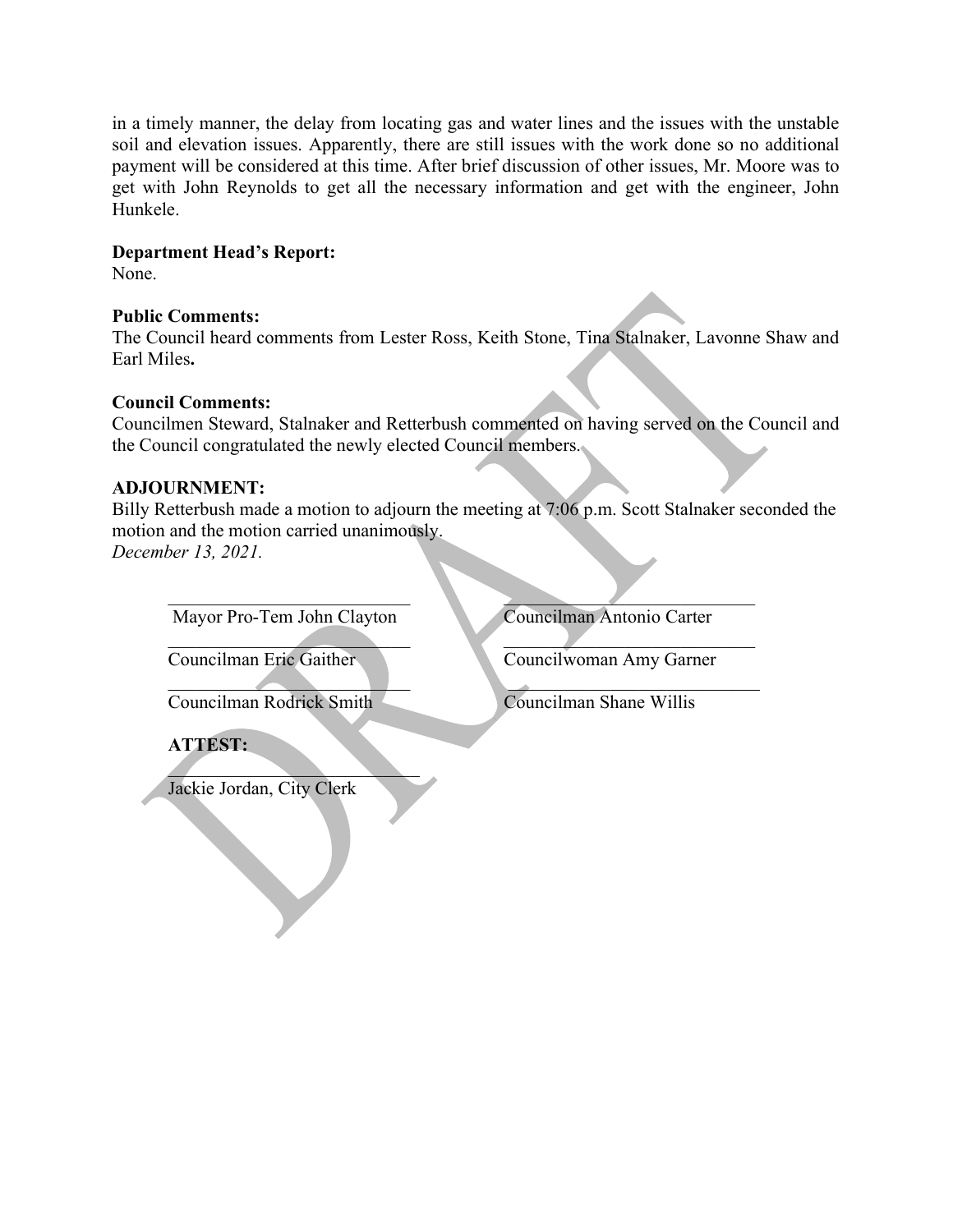in a timely manner, the delay from locating gas and water lines and the issues with the unstable soil and elevation issues. Apparently, there are still issues with the work done so no additional payment will be considered at this time. After brief discussion of other issues, Mr. Moore was to get with John Reynolds to get all the necessary information and get with the engineer, John Hunkele.

**Department Head's Report:**
None.

**Public Comments:**
The Council heard comments from Lester Ross, Keith Stone, Tina Stalnaker, Lavonne Shaw and Earl Miles**.**

**Council Comments:**
Councilmen Steward, Stalnaker and Retterbush commented on having served on the Council and the Council congratulated the newly elected Council members.

**ADJOURNMENT:**
Billy Retterbush made a motion to adjourn the meeting at 7:06 p.m. Scott Stalnaker seconded the motion and the motion carried unanimously.
*December 13, 2021.*

\_\_\_\_\_\_\_\_\_\_\_\_\_\_\_\_\_\_\_\_\_\_\_\_\_\_\_\_
Mayor Pro-Tem John Clayton

\_\_\_\_\_\_\_\_\_\_\_\_\_\_\_\_\_\_\_\_\_\_\_\_\_\_\_\_
Councilman Antonio Carter

\_\_\_\_\_\_\_\_\_\_\_\_\_\_\_\_\_\_\_\_\_\_\_\_\_\_\_\_
Councilman Eric Gaither

\_\_\_\_\_\_\_\_\_\_\_\_\_\_\_\_\_\_\_\_\_\_\_\_\_\_\_\_
Councilwoman Amy Garner

\_\_\_\_\_\_\_\_\_\_\_\_\_\_\_\_\_\_\_\_\_\_\_\_\_\_\_\_
Councilman Rodrick Smith

\_\_\_\_\_\_\_\_\_\_\_\_\_\_\_\_\_\_\_\_\_\_\_\_\_\_\_\_
Councilman Shane Willis

**ATTEST:**

\_\_\_\_\_\_\_\_\_\_\_\_\_\_\_\_\_\_\_\_\_\_\_\_\_\_\_\_
Jackie Jordan, City Clerk